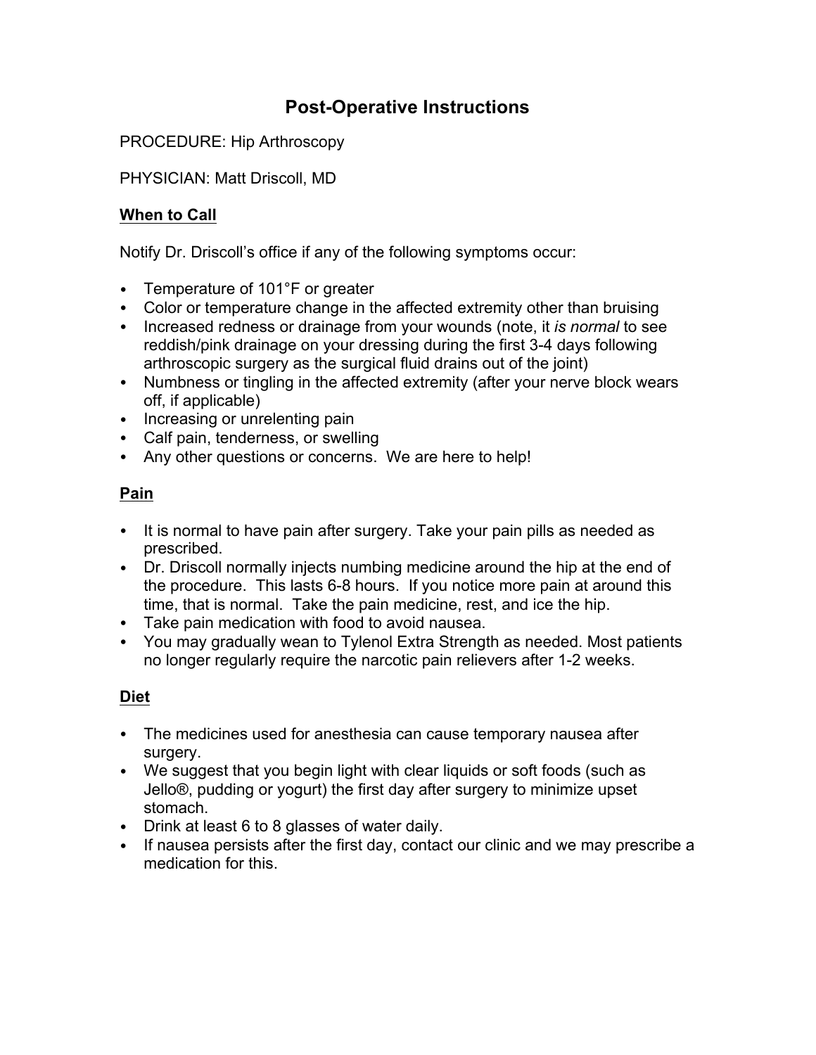# Post-Operative Instructions

PROCEDURE: Hip Arthroscopy

PHYSICIAN: Matt Driscoll, MD

## When to Call

Notify Dr. Driscoll's office if any of the following symptoms occur:

- Temperature of 101°F or greater
- Color or temperature change in the affected extremity other than bruising
- Increased redness or drainage from your wounds (note, it *is normal* to see reddish/pink drainage on your dressing during the first 3-4 days following arthroscopic surgery as the surgical fluid drains out of the joint)
- Numbness or tingling in the affected extremity (after your nerve block wears off, if applicable)
- Increasing or unrelenting pain
- Calf pain, tenderness, or swelling
- Any other questions or concerns. We are here to help!

## Pain

- It is normal to have pain after surgery. Take your pain pills as needed as prescribed.
- Dr. Driscoll normally injects numbing medicine around the hip at the end of the procedure. This lasts 6-8 hours. If you notice more pain at around this time, that is normal. Take the pain medicine, rest, and ice the hip.
- Take pain medication with food to avoid nausea.
- You may gradually wean to Tylenol Extra Strength as needed. Most patients no longer regularly require the narcotic pain relievers after 1-2 weeks.

## Diet

- The medicines used for anesthesia can cause temporary nausea after surgery.
- We suggest that you begin light with clear liquids or soft foods (such as Jello®, pudding or yogurt) the first day after surgery to minimize upset stomach.
- Drink at least 6 to 8 glasses of water daily.
- If nausea persists after the first day, contact our clinic and we may prescribe a medication for this.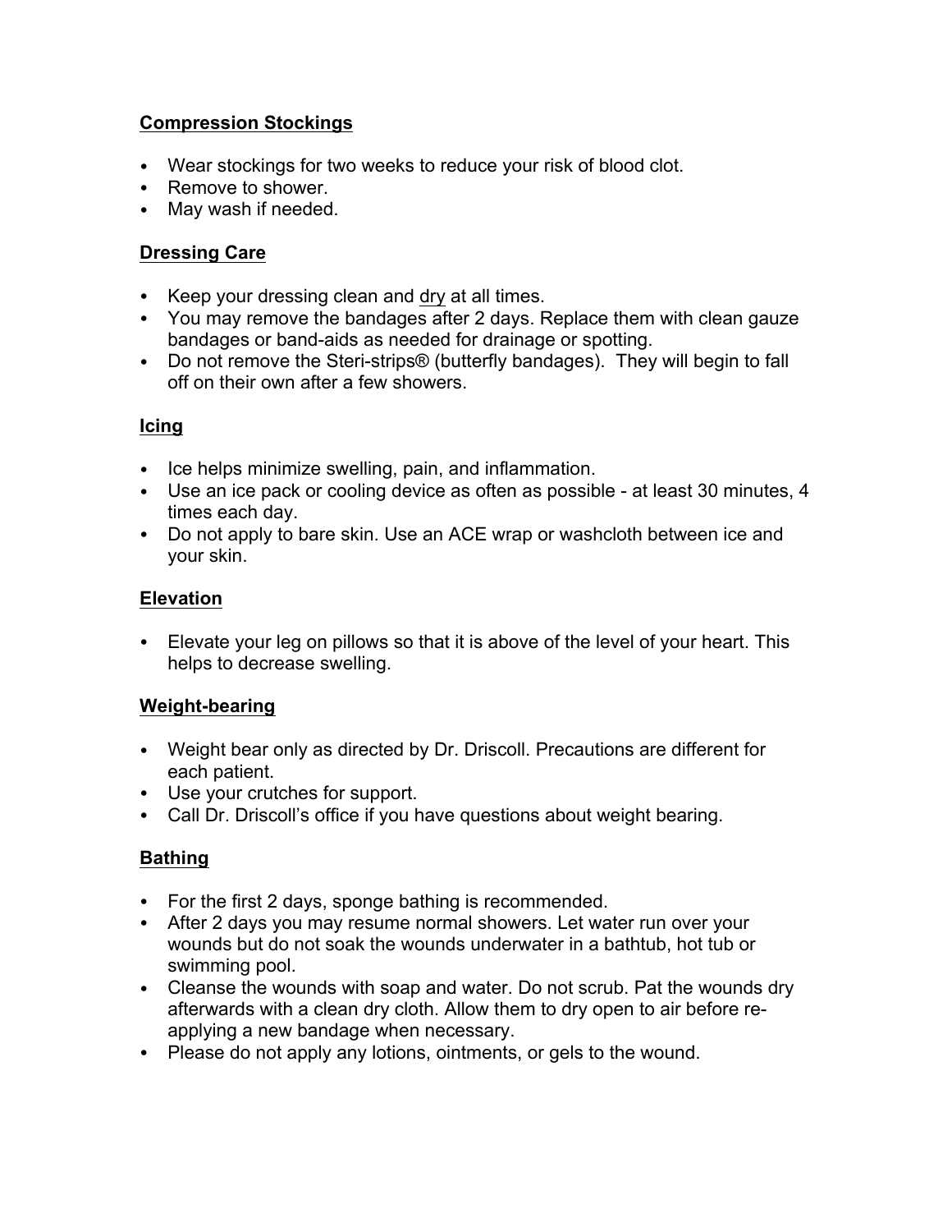**Compression Stockings**

- Wear stockings for two weeks to reduce your risk of blood clot.
- Remove to shower.
- May wash if needed.

**Dressing Care**

- Keep your dressing clean and dry at all times.
- You may remove the bandages after 2 days. Replace them with clean gauze bandages or band-aids as needed for drainage or spotting.
- Do not remove the Steri-strips® (butterfly bandages). They will begin to fall off on their own after a few showers.

**Icing**

- Ice helps minimize swelling, pain, and inflammation.
- Use an ice pack or cooling device as often as possible - at least 30 minutes, 4 times each day.
- Do not apply to bare skin. Use an ACE wrap or washcloth between ice and your skin.

**Elevation**

- Elevate your leg on pillows so that it is above of the level of your heart. This helps to decrease swelling.

**Weight-bearing**

- Weight bear only as directed by Dr. Driscoll. Precautions are different for each patient.
- Use your crutches for support.
- Call Dr. Driscoll's office if you have questions about weight bearing.

**Bathing**

- For the first 2 days, sponge bathing is recommended.
- After 2 days you may resume normal showers. Let water run over your wounds but do not soak the wounds underwater in a bathtub, hot tub or swimming pool.
- Cleanse the wounds with soap and water. Do not scrub. Pat the wounds dry afterwards with a clean dry cloth. Allow them to dry open to air before re-applying a new bandage when necessary.
- Please do not apply any lotions, ointments, or gels to the wound.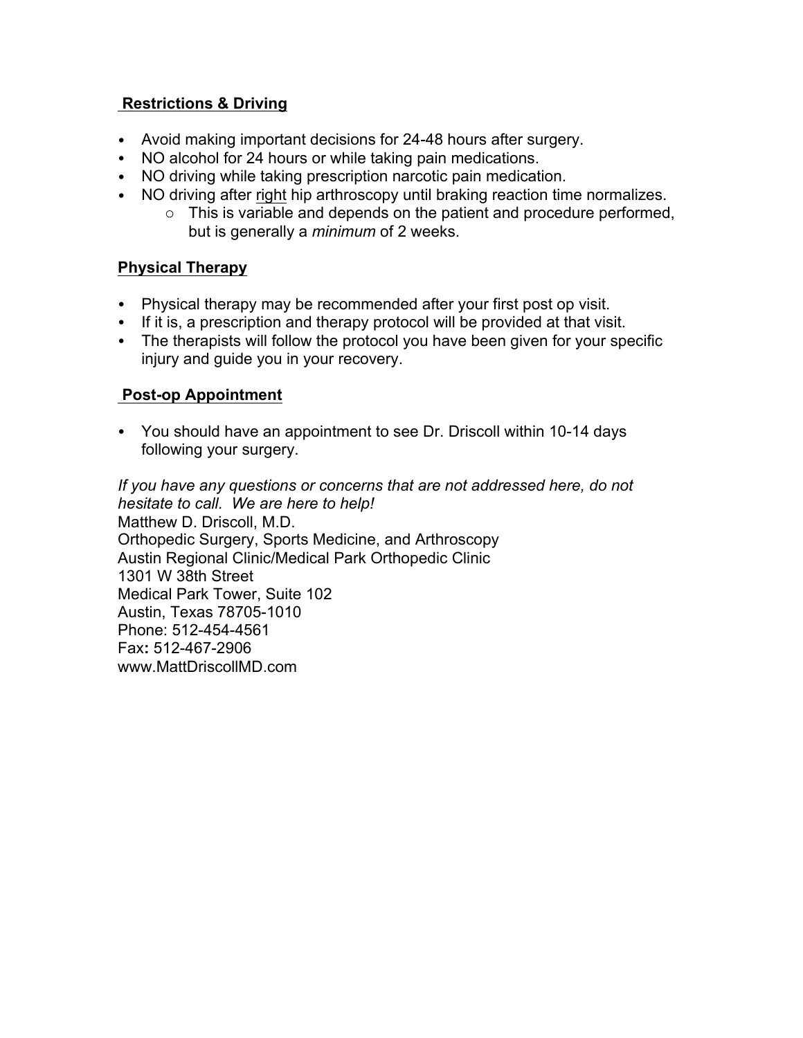## Restrictions & Driving

- Avoid making important decisions for 24-48 hours after surgery.
- NO alcohol for 24 hours or while taking pain medications.
- NO driving while taking prescription narcotic pain medication.
- NO driving after <u>right</u> hip arthroscopy until braking reaction time normalizes.
  - This is variable and depends on the patient and procedure performed, but is generally a *minimum* of 2 weeks.

## Physical Therapy

- Physical therapy may be recommended after your first post op visit.
- If it is, a prescription and therapy protocol will be provided at that visit.
- The therapists will follow the protocol you have been given for your specific injury and guide you in your recovery.

## Post-op Appointment

- You should have an appointment to see Dr. Driscoll within 10-14 days following your surgery.

*If you have any questions or concerns that are not addressed here, do not hesitate to call. We are here to help!*

Matthew D. Driscoll, M.D.
Orthopedic Surgery, Sports Medicine, and Arthroscopy
Austin Regional Clinic/Medical Park Orthopedic Clinic
1301 W 38th Street
Medical Park Tower, Suite 102
Austin, Texas 78705-1010
Phone: 512-454-4561
Fax**:** 512-467-2906
www.MattDriscollMD.com